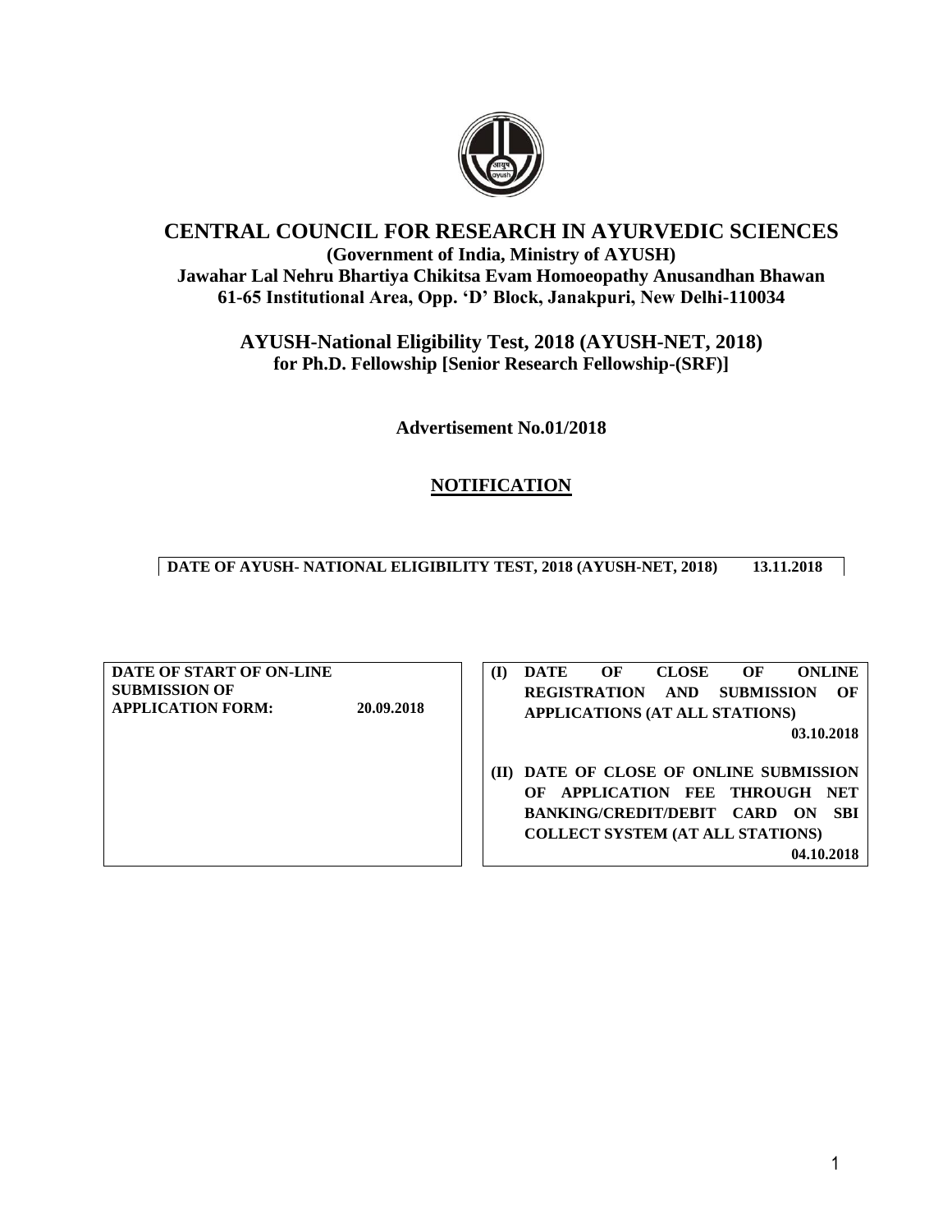# CENTRAL COUNCIL FOR RESEARCH IN AYURVEDIC SCIENCES

**(Government of India, Ministry of AYUSH)**
**Jawahar Lal Nehru Bhartiya Chikitsa Evam Homoeopathy Anusandhan Bhawan**
**61-65 Institutional Area, Opp. 'D' Block, Janakpuri, New Delhi-110034**

## AYUSH-National Eligibility Test, 2018 (AYUSH-NET, 2018)
### for Ph.D. Fellowship [Senior Research Fellowship-(SRF)]

**Advertisement No.01/2018**

## NOTIFICATION

| DATE OF AYUSH- NATIONAL ELIGIBILITY TEST, 2018 (AYUSH-NET, 2018) | 13.11.2018 |
|---|---|

| DATE OF START OF ON-LINE SUBMISSION OF APPLICATION FORM: | 20.09.2018 |
|---|---|

**(I) DATE OF CLOSE OF ONLINE REGISTRATION AND SUBMISSION OF APPLICATIONS (AT ALL STATIONS)** **03.10.2018**

**(II) DATE OF CLOSE OF ONLINE SUBMISSION OF APPLICATION FEE THROUGH NET BANKING/CREDIT/DEBIT CARD ON SBI COLLECT SYSTEM (AT ALL STATIONS)** **04.10.2018**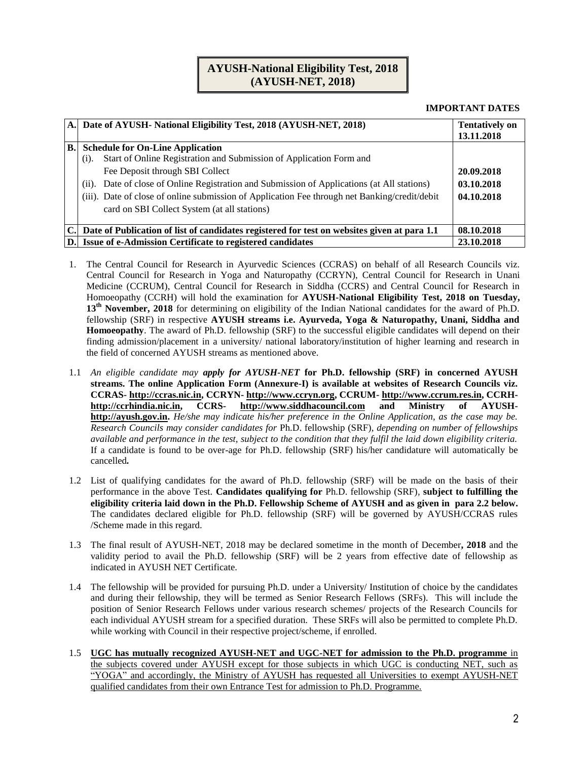# AYUSH-National Eligibility Test, 2018 (AYUSH-NET, 2018)

**IMPORTANT DATES**

| | | |
|---|---|---|
| **A.** | **Date of AYUSH- National Eligibility Test, 2018 (AYUSH-NET, 2018)** | **Tentatively on 13.11.2018** |
| **B.** | **Schedule for On-Line Application**<br>(i). Start of Online Registration and Submission of Application Form and Fee Deposit through SBI Collect<br>(ii). Date of close of Online Registration and Submission of Applications (at All stations)<br>(iii). Date of close of online submission of Application Fee through net Banking/credit/debit card on SBI Collect System (at all stations) | <br>**20.09.2018**<br>**03.10.2018**<br>**04.10.2018** |
| **C.** | **Date of Publication of list of candidates registered for test on websites given at para 1.1** | **08.10.2018** |
| **D.** | **Issue of e-Admission Certificate to registered candidates** | **23.10.2018** |

1. The Central Council for Research in Ayurvedic Sciences (CCRAS) on behalf of all Research Councils viz. Central Council for Research in Yoga and Naturopathy (CCRYN), Central Council for Research in Unani Medicine (CCRUM), Central Council for Research in Siddha (CCRS) and Central Council for Research in Homoeopathy (CCRH) will hold the examination for **AYUSH-National Eligibility Test, 2018 on Tuesday, 13th November, 2018** for determining on eligibility of the Indian National candidates for the award of Ph.D. fellowship (SRF) in respective **AYUSH streams i.e. Ayurveda, Yoga & Naturopathy, Unani, Siddha and Homoeopathy**. The award of Ph.D. fellowship (SRF) to the successful eligible candidates will depend on their finding admission/placement in a university/ national laboratory/institution of higher learning and research in the field of concerned AYUSH streams as mentioned above.

1.1 *An eligible candidate may **apply for AYUSH-NET*** **for Ph.D. fellowship (SRF) in concerned AYUSH streams. The online Application Form (Annexure-I) is available at websites of Research Councils viz. CCRAS- http://ccras.nic.in, CCRYN- http://www.ccryn.org, CCRUM- http://www.ccrum.res.in, CCRH- http://ccrhindia.nic.in, CCRS- http://www.siddhacouncil.com and Ministry of AYUSH- http://ayush.gov.in.** *He/she may indicate his/her preference in the Online Application, as the case may be. Research Councils may consider candidates for* Ph.D. fellowship (SRF)*, depending on number of fellowships available and performance in the test, subject to the condition that they fulfil the laid down eligibility criteria.* If a candidate is found to be over-age for Ph.D. fellowship (SRF) his/her candidature will automatically be cancelled**.**

1.2 List of qualifying candidates for the award of Ph.D. fellowship (SRF) will be made on the basis of their performance in the above Test. **Candidates qualifying for** Ph.D. fellowship (SRF), **subject to fulfilling the eligibility criteria laid down in the Ph.D. Fellowship Scheme of AYUSH and as given in para 2.2 below.** The candidates declared eligible for Ph.D. fellowship (SRF) will be governed by AYUSH/CCRAS rules /Scheme made in this regard.

1.3 The final result of AYUSH-NET, 2018 may be declared sometime in the month of December**, 2018** and the validity period to avail the Ph.D. fellowship (SRF) will be 2 years from effective date of fellowship as indicated in AYUSH NET Certificate.

1.4 The fellowship will be provided for pursuing Ph.D. under a University/ Institution of choice by the candidates and during their fellowship, they will be termed as Senior Research Fellows (SRFs). This will include the position of Senior Research Fellows under various research schemes/ projects of the Research Councils for each individual AYUSH stream for a specified duration. These SRFs will also be permitted to complete Ph.D. while working with Council in their respective project/scheme, if enrolled.

1.5 **UGC has mutually recognized AYUSH-NET and UGC-NET for admission to the Ph.D. programme** in the subjects covered under AYUSH except for those subjects in which UGC is conducting NET, such as "YOGA" and accordingly, the Ministry of AYUSH has requested all Universities to exempt AYUSH-NET qualified candidates from their own Entrance Test for admission to Ph.D. Programme.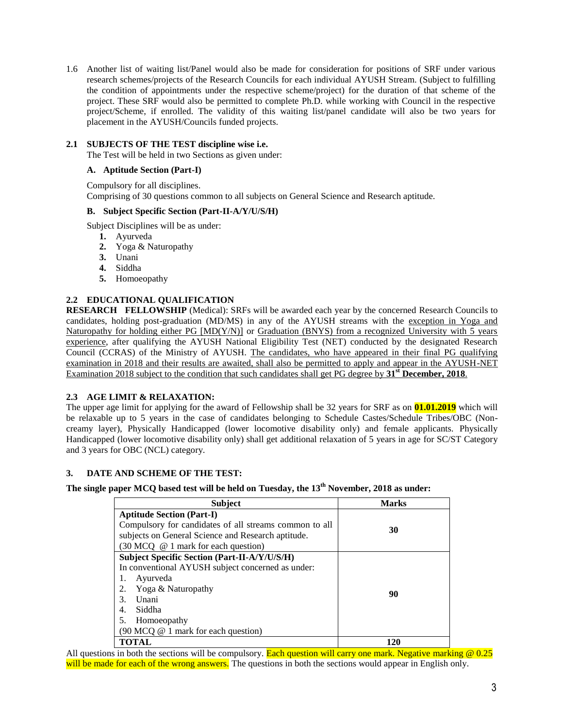1.6 Another list of waiting list/Panel would also be made for consideration for positions of SRF under various research schemes/projects of the Research Councils for each individual AYUSH Stream. (Subject to fulfilling the condition of appointments under the respective scheme/project) for the duration of that scheme of the project. These SRF would also be permitted to complete Ph.D. while working with Council in the respective project/Scheme, if enrolled. The validity of this waiting list/panel candidate will also be two years for placement in the AYUSH/Councils funded projects.

### 2.1 SUBJECTS OF THE TEST discipline wise i.e.

The Test will be held in two Sections as given under:

**A. Aptitude Section (Part-I)**

Compulsory for all disciplines.
Comprising of 30 questions common to all subjects on General Science and Research aptitude.

**B. Subject Specific Section (Part-II-A/Y/U/S/H)**

Subject Disciplines will be as under:

1. Ayurveda
2. Yoga & Naturopathy
3. Unani
4. Siddha
5. Homoeopathy

### 2.2 EDUCATIONAL QUALIFICATION

**RESEARCH FELLOWSHIP** (Medical): SRFs will be awarded each year by the concerned Research Councils to candidates, holding post-graduation (MD/MS) in any of the AYUSH streams with the exception in Yoga and Naturopathy for holding either PG [MD(Y/N)] or Graduation (BNYS) from a recognized University with 5 years experience, after qualifying the AYUSH National Eligibility Test (NET) conducted by the designated Research Council (CCRAS) of the Ministry of AYUSH. The candidates, who have appeared in their final PG qualifying examination in 2018 and their results are awaited, shall also be permitted to apply and appear in the AYUSH-NET Examination 2018 subject to the condition that such candidates shall get PG degree by **31st December, 2018**.

### 2.3 AGE LIMIT & RELAXATION:

The upper age limit for applying for the award of Fellowship shall be 32 years for SRF as on **01.01.2019** which will be relaxable up to 5 years in the case of candidates belonging to Schedule Castes/Schedule Tribes/OBC (Non-creamy layer), Physically Handicapped (lower locomotive disability only) and female applicants. Physically Handicapped (lower locomotive disability only) shall get additional relaxation of 5 years in age for SC/ST Category and 3 years for OBC (NCL) category.

## 3. DATE AND SCHEME OF THE TEST:

**The single paper MCQ based test will be held on Tuesday, the 13th November, 2018 as under:**

| Subject | Marks |
|---|---|
| **Aptitude Section (Part-I)**<br>Compulsory for candidates of all streams common to all subjects on General Science and Research aptitude.<br>(30 MCQ @ 1 mark for each question) | **30** |
| **Subject Specific Section (Part-II-A/Y/U/S/H)**<br>In conventional AYUSH subject concerned as under:<br>1. Ayurveda<br>2. Yoga & Naturopathy<br>3. Unani<br>4. Siddha<br>5. Homoeopathy<br>(90 MCQ @ 1 mark for each question) | **90** |
| **TOTAL** | **120** |

All questions in both the sections will be compulsory. Each question will carry one mark. Negative marking @ 0.25 will be made for each of the wrong answers. The questions in both the sections would appear in English only.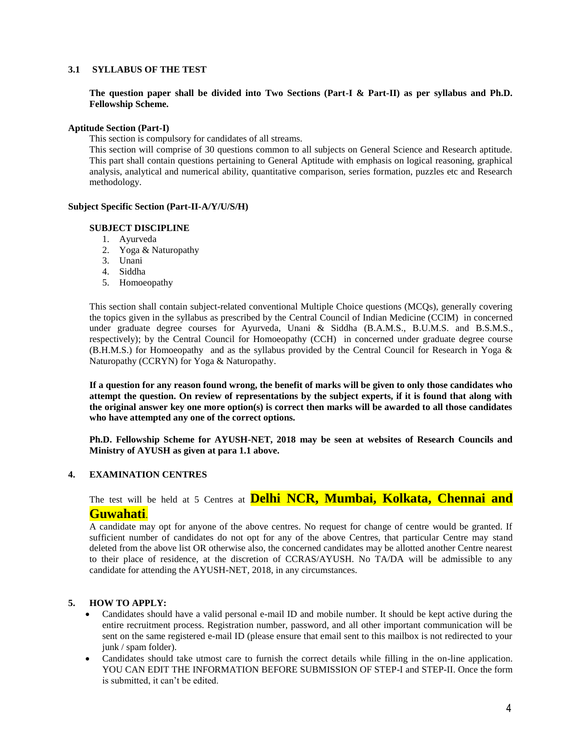### 3.1 SYLLABUS OF THE TEST

**The question paper shall be divided into Two Sections (Part-I & Part-II) as per syllabus and Ph.D. Fellowship Scheme.**

**Aptitude Section (Part-I)**

This section is compulsory for candidates of all streams.

This section will comprise of 30 questions common to all subjects on General Science and Research aptitude. This part shall contain questions pertaining to General Aptitude with emphasis on logical reasoning, graphical analysis, analytical and numerical ability, quantitative comparison, series formation, puzzles etc and Research methodology.

**Subject Specific Section (Part-II-A/Y/U/S/H)**

**SUBJECT DISCIPLINE**

1. Ayurveda
2. Yoga & Naturopathy
3. Unani
4. Siddha
5. Homoeopathy

This section shall contain subject-related conventional Multiple Choice questions (MCQs), generally covering the topics given in the syllabus as prescribed by the Central Council of Indian Medicine (CCIM) in concerned under graduate degree courses for Ayurveda, Unani & Siddha (B.A.M.S., B.U.M.S. and B.S.M.S., respectively); by the Central Council for Homoeopathy (CCH) in concerned under graduate degree course (B.H.M.S.) for Homoeopathy and as the syllabus provided by the Central Council for Research in Yoga & Naturopathy (CCRYN) for Yoga & Naturopathy.

**If a question for any reason found wrong, the benefit of marks will be given to only those candidates who attempt the question. On review of representations by the subject experts, if it is found that along with the original answer key one more option(s) is correct then marks will be awarded to all those candidates who have attempted any one of the correct options.**

**Ph.D. Fellowship Scheme for AYUSH-NET, 2018 may be seen at websites of Research Councils and Ministry of AYUSH as given at para 1.1 above.**

### 4. EXAMINATION CENTRES

The test will be held at 5 Centres at **Delhi NCR, Mumbai, Kolkata, Chennai and Guwahati**.

A candidate may opt for anyone of the above centres. No request for change of centre would be granted. If sufficient number of candidates do not opt for any of the above Centres, that particular Centre may stand deleted from the above list OR otherwise also, the concerned candidates may be allotted another Centre nearest to their place of residence, at the discretion of CCRAS/AYUSH. No TA/DA will be admissible to any candidate for attending the AYUSH-NET, 2018, in any circumstances.

### 5. HOW TO APPLY:

- Candidates should have a valid personal e-mail ID and mobile number. It should be kept active during the entire recruitment process. Registration number, password, and all other important communication will be sent on the same registered e-mail ID (please ensure that email sent to this mailbox is not redirected to your junk / spam folder).
- Candidates should take utmost care to furnish the correct details while filling in the on-line application. YOU CAN EDIT THE INFORMATION BEFORE SUBMISSION OF STEP-I and STEP-II. Once the form is submitted, it can't be edited.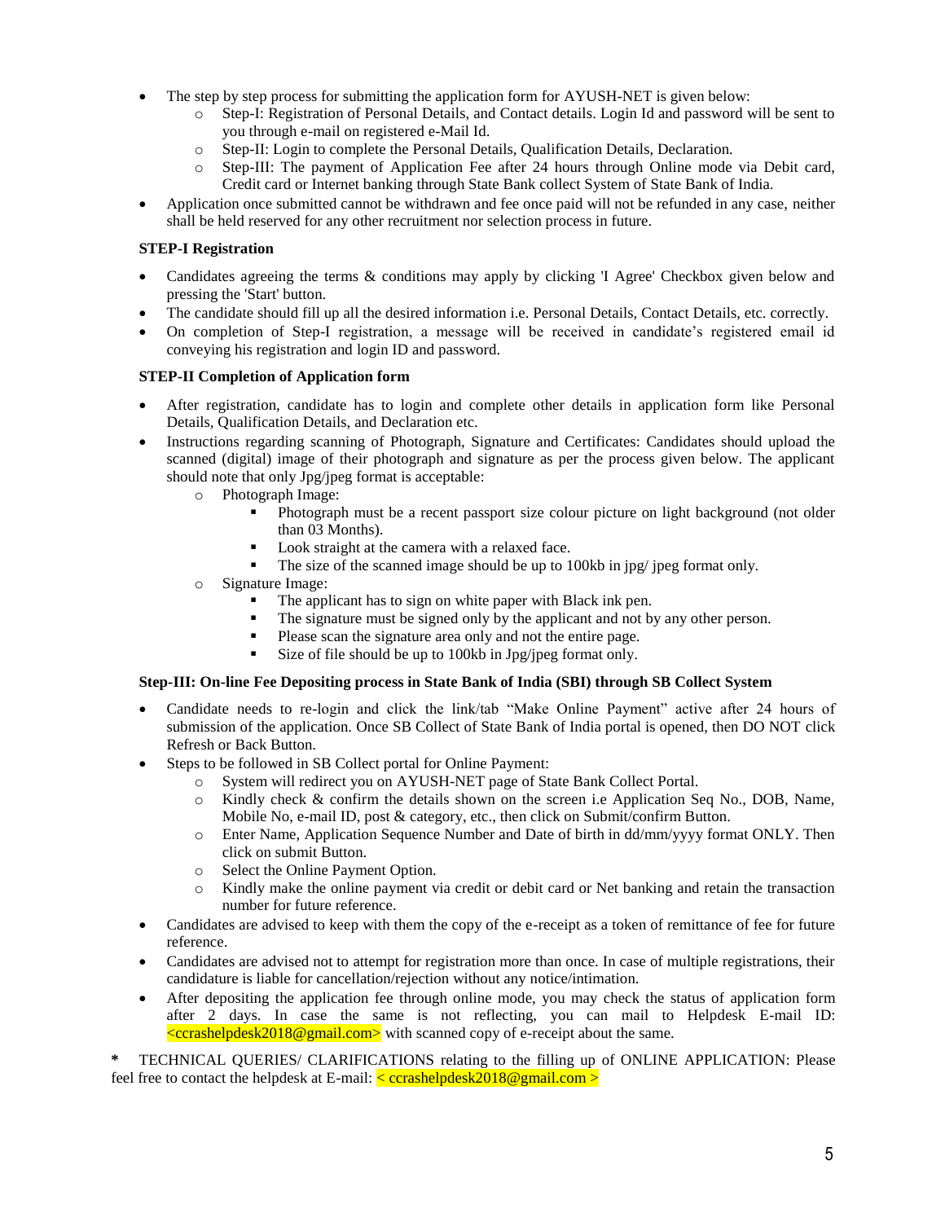- The step by step process for submitting the application form for AYUSH-NET is given below:
  - Step-I: Registration of Personal Details, and Contact details. Login Id and password will be sent to you through e-mail on registered e-Mail Id.
  - Step-II: Login to complete the Personal Details, Qualification Details, Declaration.
  - Step-III: The payment of Application Fee after 24 hours through Online mode via Debit card, Credit card or Internet banking through State Bank collect System of State Bank of India.
- Application once submitted cannot be withdrawn and fee once paid will not be refunded in any case, neither shall be held reserved for any other recruitment nor selection process in future.

**STEP-I Registration**

- Candidates agreeing the terms & conditions may apply by clicking 'I Agree' Checkbox given below and pressing the 'Start' button.
- The candidate should fill up all the desired information i.e. Personal Details, Contact Details, etc. correctly.
- On completion of Step-I registration, a message will be received in candidate's registered email id conveying his registration and login ID and password.

**STEP-II Completion of Application form**

- After registration, candidate has to login and complete other details in application form like Personal Details, Qualification Details, and Declaration etc.
- Instructions regarding scanning of Photograph, Signature and Certificates: Candidates should upload the scanned (digital) image of their photograph and signature as per the process given below. The applicant should note that only Jpg/jpeg format is acceptable:
  - Photograph Image:
    - Photograph must be a recent passport size colour picture on light background (not older than 03 Months).
    - Look straight at the camera with a relaxed face.
    - The size of the scanned image should be up to 100kb in jpg/ jpeg format only.
  - Signature Image:
    - The applicant has to sign on white paper with Black ink pen.
    - The signature must be signed only by the applicant and not by any other person.
    - Please scan the signature area only and not the entire page.
    - Size of file should be up to 100kb in Jpg/jpeg format only.

**Step-III: On-line Fee Depositing process in State Bank of India (SBI) through SB Collect System**

- Candidate needs to re-login and click the link/tab "Make Online Payment" active after 24 hours of submission of the application. Once SB Collect of State Bank of India portal is opened, then DO NOT click Refresh or Back Button.
- Steps to be followed in SB Collect portal for Online Payment:
  - System will redirect you on AYUSH-NET page of State Bank Collect Portal.
  - Kindly check & confirm the details shown on the screen i.e Application Seq No., DOB, Name, Mobile No, e-mail ID, post & category, etc., then click on Submit/confirm Button.
  - Enter Name, Application Sequence Number and Date of birth in dd/mm/yyyy format ONLY. Then click on submit Button.
  - Select the Online Payment Option.
  - Kindly make the online payment via credit or debit card or Net banking and retain the transaction number for future reference.
- Candidates are advised to keep with them the copy of the e-receipt as a token of remittance of fee for future reference.
- Candidates are advised not to attempt for registration more than once. In case of multiple registrations, their candidature is liable for cancellation/rejection without any notice/intimation.
- After depositing the application fee through online mode, you may check the status of application form after 2 days. In case the same is not reflecting, you can mail to Helpdesk E-mail ID: <ccrashelpdesk2018@gmail.com> with scanned copy of e-receipt about the same.

**\*** TECHNICAL QUERIES/ CLARIFICATIONS relating to the filling up of ONLINE APPLICATION: Please feel free to contact the helpdesk at E-mail: < ccrashelpdesk2018@gmail.com >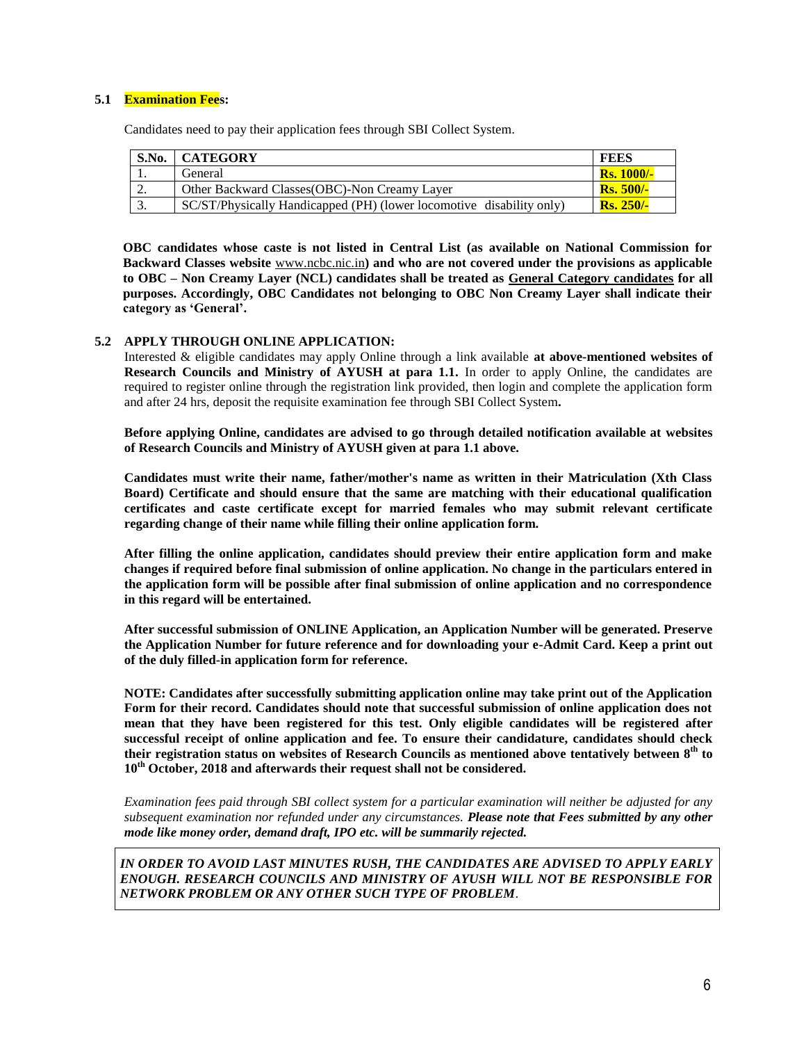### 5.1 **Examination Fees:**

Candidates need to pay their application fees through SBI Collect System.

| S.No. | CATEGORY | FEES |
|---|---|---|
| 1. | General | **Rs. 1000/-** |
| 2. | Other Backward Classes(OBC)-Non Creamy Layer | **Rs. 500/-** |
| 3. | SC/ST/Physically Handicapped (PH) (lower locomotive disability only) | **Rs. 250/-** |

**OBC candidates whose caste is not listed in Central List (as available on National Commission for Backward Classes website** www.ncbc.nic.in**) and who are not covered under the provisions as applicable to OBC – Non Creamy Layer (NCL) candidates shall be treated as General Category candidates for all purposes. Accordingly, OBC Candidates not belonging to OBC Non Creamy Layer shall indicate their category as 'General'.**

### 5.2 APPLY THROUGH ONLINE APPLICATION:

Interested & eligible candidates may apply Online through a link available **at above-mentioned websites of Research Councils and Ministry of AYUSH at para 1.1.** In order to apply Online, the candidates are required to register online through the registration link provided, then login and complete the application form and after 24 hrs, deposit the requisite examination fee through SBI Collect System**.**

**Before applying Online, candidates are advised to go through detailed notification available at websites of Research Councils and Ministry of AYUSH given at para 1.1 above.**

**Candidates must write their name, father/mother's name as written in their Matriculation (Xth Class Board) Certificate and should ensure that the same are matching with their educational qualification certificates and caste certificate except for married females who may submit relevant certificate regarding change of their name while filling their online application form.**

**After filling the online application, candidates should preview their entire application form and make changes if required before final submission of online application. No change in the particulars entered in the application form will be possible after final submission of online application and no correspondence in this regard will be entertained.**

**After successful submission of ONLINE Application, an Application Number will be generated. Preserve the Application Number for future reference and for downloading your e-Admit Card. Keep a print out of the duly filled-in application form for reference.**

**NOTE: Candidates after successfully submitting application online may take print out of the Application Form for their record. Candidates should note that successful submission of online application does not mean that they have been registered for this test. Only eligible candidates will be registered after successful receipt of online application and fee. To ensure their candidature, candidates should check their registration status on websites of Research Councils as mentioned above tentatively between 8th to 10th October, 2018 and afterwards their request shall not be considered.**

*Examination fees paid through SBI collect system for a particular examination will neither be adjusted for any subsequent examination nor refunded under any circumstances.* ***Please note that Fees submitted by any other mode like money order, demand draft, IPO etc. will be summarily rejected.***

***IN ORDER TO AVOID LAST MINUTES RUSH, THE CANDIDATES ARE ADVISED TO APPLY EARLY ENOUGH. RESEARCH COUNCILS AND MINISTRY OF AYUSH WILL NOT BE RESPONSIBLE FOR NETWORK PROBLEM OR ANY OTHER SUCH TYPE OF PROBLEM***.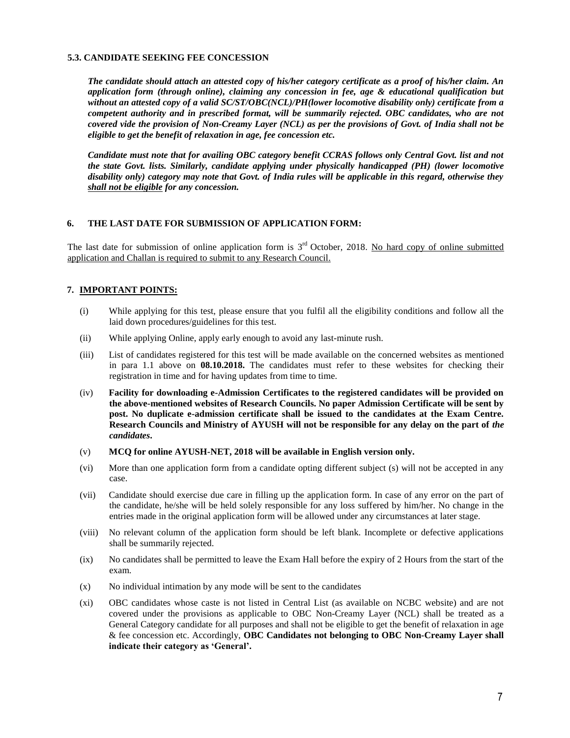### 5.3. CANDIDATE SEEKING FEE CONCESSION

***The candidate should attach an attested copy of his/her category certificate as a proof of his/her claim. An application form (through online), claiming any concession in fee, age & educational qualification but without an attested copy of a valid SC/ST/OBC(NCL)/PH(lower locomotive disability only) certificate from a competent authority and in prescribed format, will be summarily rejected. OBC candidates, who are not covered vide the provision of Non-Creamy Layer (NCL) as per the provisions of Govt. of India shall not be eligible to get the benefit of relaxation in age, fee concession etc.***

***Candidate must note that for availing OBC category benefit CCRAS follows only Central Govt. list and not the state Govt. lists. Similarly, candidate applying under physically handicapped (PH) (lower locomotive disability only) category may note that Govt. of India rules will be applicable in this regard, otherwise they <u>shall not be eligible</u> for any concession.***

### 6. THE LAST DATE FOR SUBMISSION OF APPLICATION FORM:

The last date for submission of online application form is 3rd October, 2018. <u>No hard copy of online submitted application and Challan is required to submit to any Research Council.</u>

### 7. <u>IMPORTANT POINTS:</u>

(i) While applying for this test, please ensure that you fulfil all the eligibility conditions and follow all the laid down procedures/guidelines for this test.

(ii) While applying Online, apply early enough to avoid any last-minute rush.

(iii) List of candidates registered for this test will be made available on the concerned websites as mentioned in para 1.1 above on **08.10.2018.** The candidates must refer to these websites for checking their registration in time and for having updates from time to time.

(iv) **Facility for downloading e-Admission Certificates to the registered candidates will be provided on the above-mentioned websites of Research Councils. No paper Admission Certificate will be sent by post. No duplicate e-admission certificate shall be issued to the candidates at the Exam Centre. Research Councils and Ministry of AYUSH will not be responsible for any delay on the part of *the candidates*.**

(v) **MCQ for online AYUSH-NET, 2018 will be available in English version only.**

(vi) More than one application form from a candidate opting different subject (s) will not be accepted in any case.

(vii) Candidate should exercise due care in filling up the application form. In case of any error on the part of the candidate, he/she will be held solely responsible for any loss suffered by him/her. No change in the entries made in the original application form will be allowed under any circumstances at later stage.

(viii) No relevant column of the application form should be left blank. Incomplete or defective applications shall be summarily rejected.

(ix) No candidates shall be permitted to leave the Exam Hall before the expiry of 2 Hours from the start of the exam.

(x) No individual intimation by any mode will be sent to the candidates

(xi) OBC candidates whose caste is not listed in Central List (as available on NCBC website) and are not covered under the provisions as applicable to OBC Non-Creamy Layer (NCL) shall be treated as a General Category candidate for all purposes and shall not be eligible to get the benefit of relaxation in age & fee concession etc. Accordingly, **OBC Candidates not belonging to OBC Non-Creamy Layer shall indicate their category as 'General'.**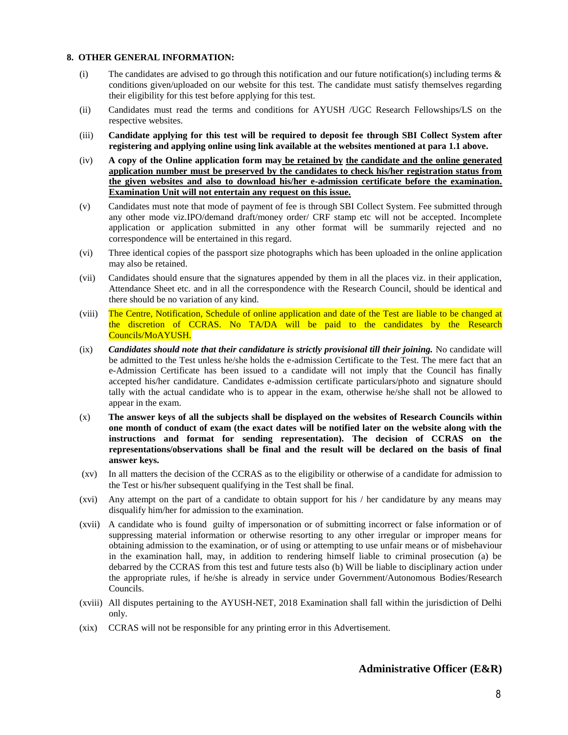**8. OTHER GENERAL INFORMATION:**

(i) The candidates are advised to go through this notification and our future notification(s) including terms & conditions given/uploaded on our website for this test. The candidate must satisfy themselves regarding their eligibility for this test before applying for this test.

(ii) Candidates must read the terms and conditions for AYUSH /UGC Research Fellowships/LS on the respective websites.

(iii) **Candidate applying for this test will be required to deposit fee through SBI Collect System after registering and applying online using link available at the websites mentioned at para 1.1 above.**

(iv) **A copy of the Online application form may be retained by the candidate and the online generated application number must be preserved by the candidates to check his/her registration status from the given websites and also to download his/her e-admission certificate before the examination. Examination Unit will not entertain any request on this issue.**

(v) Candidates must note that mode of payment of fee is through SBI Collect System. Fee submitted through any other mode viz.IPO/demand draft/money order/ CRF stamp etc will not be accepted. Incomplete application or application submitted in any other format will be summarily rejected and no correspondence will be entertained in this regard.

(vi) Three identical copies of the passport size photographs which has been uploaded in the online application may also be retained.

(vii) Candidates should ensure that the signatures appended by them in all the places viz. in their application, Attendance Sheet etc. and in all the correspondence with the Research Council, should be identical and there should be no variation of any kind.

(viii) The Centre, Notification, Schedule of online application and date of the Test are liable to be changed at the discretion of CCRAS. No TA/DA will be paid to the candidates by the Research Councils/MoAYUSH.

(ix) ***Candidates should note that their candidature is strictly provisional till their joining.*** No candidate will be admitted to the Test unless he/she holds the e-admission Certificate to the Test. The mere fact that an e-Admission Certificate has been issued to a candidate will not imply that the Council has finally accepted his/her candidature. Candidates e-admission certificate particulars/photo and signature should tally with the actual candidate who is to appear in the exam, otherwise he/she shall not be allowed to appear in the exam.

(x) **The answer keys of all the subjects shall be displayed on the websites of Research Councils within one month of conduct of exam (the exact dates will be notified later on the website along with the instructions and format for sending representation). The decision of CCRAS on the representations/observations shall be final and the result will be declared on the basis of final answer keys.**

(xv) In all matters the decision of the CCRAS as to the eligibility or otherwise of a candidate for admission to the Test or his/her subsequent qualifying in the Test shall be final.

(xvi) Any attempt on the part of a candidate to obtain support for his / her candidature by any means may disqualify him/her for admission to the examination.

(xvii) A candidate who is found guilty of impersonation or of submitting incorrect or false information or of suppressing material information or otherwise resorting to any other irregular or improper means for obtaining admission to the examination, or of using or attempting to use unfair means or of misbehaviour in the examination hall, may, in addition to rendering himself liable to criminal prosecution (a) be debarred by the CCRAS from this test and future tests also (b) Will be liable to disciplinary action under the appropriate rules, if he/she is already in service under Government/Autonomous Bodies/Research Councils.

(xviii) All disputes pertaining to the AYUSH-NET, 2018 Examination shall fall within the jurisdiction of Delhi only.

(xix) CCRAS will not be responsible for any printing error in this Advertisement.

**Administrative Officer (E&R)**